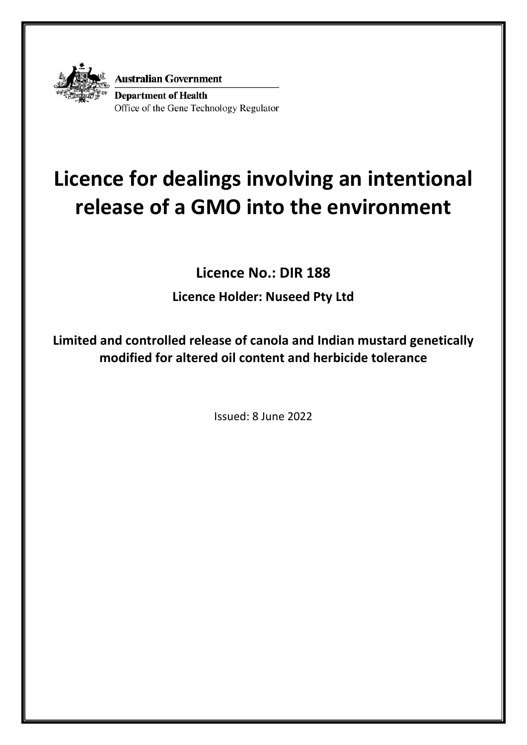Australian Government

Department of Health

Office of the Gene Technology Regulator

# Licence for dealings involving an intentional release of a GMO into the environment

## Licence No.: DIR 188

**Licence Holder: Nuseed Pty Ltd**

**Limited and controlled release of canola and Indian mustard genetically modified for altered oil content and herbicide tolerance**

Issued: 8 June 2022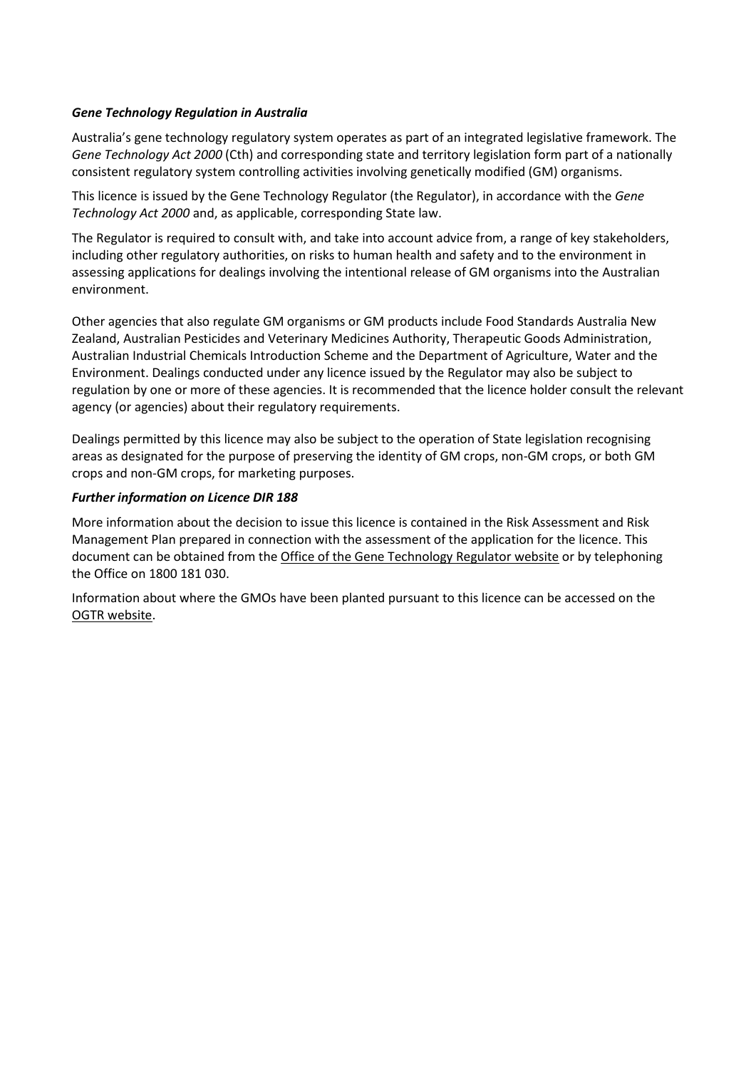### *Gene Technology Regulation in Australia*

Australia's gene technology regulatory system operates as part of an integrated legislative framework. The *Gene Technology Act 2000* (Cth) and corresponding state and territory legislation form part of a nationally consistent regulatory system controlling activities involving genetically modified (GM) organisms.

This licence is issued by the Gene Technology Regulator (the Regulator), in accordance with the *Gene Technology Act 2000* and, as applicable, corresponding State law.

The Regulator is required to consult with, and take into account advice from, a range of key stakeholders, including other regulatory authorities, on risks to human health and safety and to the environment in assessing applications for dealings involving the intentional release of GM organisms into the Australian environment.

Other agencies that also regulate GM organisms or GM products include Food Standards Australia New Zealand, Australian Pesticides and Veterinary Medicines Authority, Therapeutic Goods Administration, Australian Industrial Chemicals Introduction Scheme and the Department of Agriculture, Water and the Environment. Dealings conducted under any licence issued by the Regulator may also be subject to regulation by one or more of these agencies. It is recommended that the licence holder consult the relevant agency (or agencies) about their regulatory requirements.

Dealings permitted by this licence may also be subject to the operation of State legislation recognising areas as designated for the purpose of preserving the identity of GM crops, non-GM crops, or both GM crops and non-GM crops, for marketing purposes.

### *Further information on Licence DIR 188*

More information about the decision to issue this licence is contained in the Risk Assessment and Risk Management Plan prepared in connection with the assessment of the application for the licence. This document can be obtained from the Office of the Gene Technology Regulator website or by telephoning the Office on 1800 181 030.

Information about where the GMOs have been planted pursuant to this licence can be accessed on the OGTR website.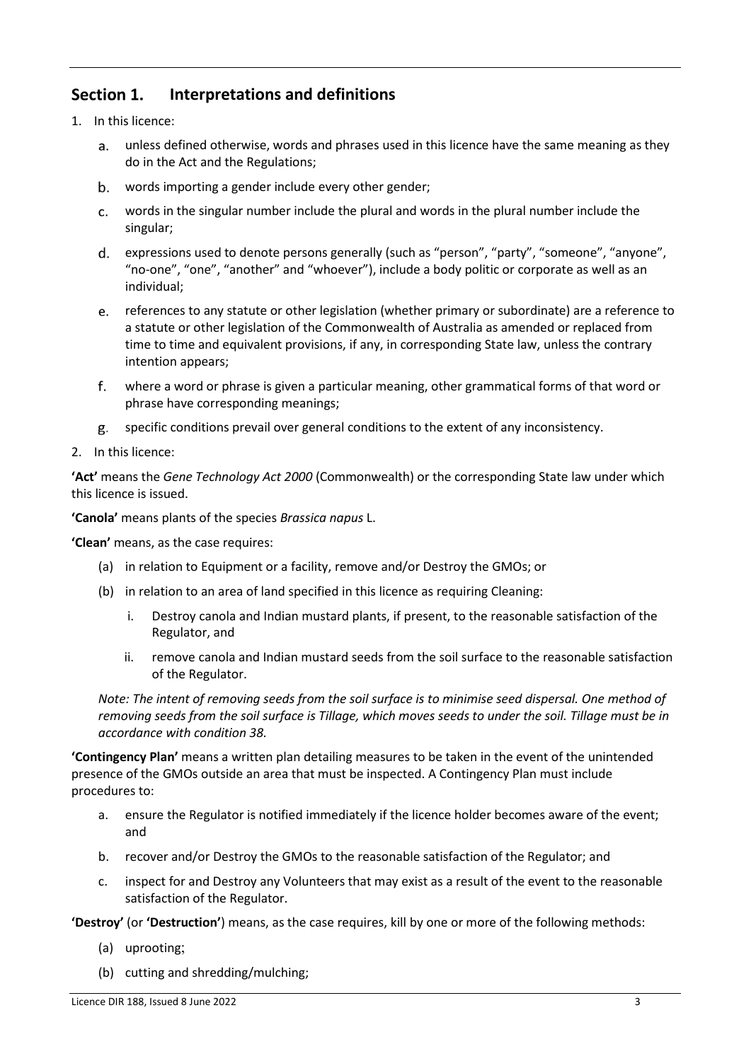## Section 1. Interpretations and definitions

1. In this licence:

   a. unless defined otherwise, words and phrases used in this licence have the same meaning as they do in the Act and the Regulations;

   b. words importing a gender include every other gender;

   c. words in the singular number include the plural and words in the plural number include the singular;

   d. expressions used to denote persons generally (such as "person", "party", "someone", "anyone", "no-one", "one", "another" and "whoever"), include a body politic or corporate as well as an individual;

   e. references to any statute or other legislation (whether primary or subordinate) are a reference to a statute or other legislation of the Commonwealth of Australia as amended or replaced from time to time and equivalent provisions, if any, in corresponding State law, unless the contrary intention appears;

   f. where a word or phrase is given a particular meaning, other grammatical forms of that word or phrase have corresponding meanings;

   g. specific conditions prevail over general conditions to the extent of any inconsistency.

2. In this licence:

**'Act'** means the *Gene Technology Act 2000* (Commonwealth) or the corresponding State law under which this licence is issued.

**'Canola'** means plants of the species *Brassica napus* L.

**'Clean'** means, as the case requires:

(a) in relation to Equipment or a facility, remove and/or Destroy the GMOs; or

(b) in relation to an area of land specified in this licence as requiring Cleaning:

   i. Destroy canola and Indian mustard plants, if present, to the reasonable satisfaction of the Regulator, and

   ii. remove canola and Indian mustard seeds from the soil surface to the reasonable satisfaction of the Regulator.

*Note: The intent of removing seeds from the soil surface is to minimise seed dispersal. One method of removing seeds from the soil surface is Tillage, which moves seeds to under the soil. Tillage must be in accordance with condition 38.*

**'Contingency Plan'** means a written plan detailing measures to be taken in the event of the unintended presence of the GMOs outside an area that must be inspected. A Contingency Plan must include procedures to:

a. ensure the Regulator is notified immediately if the licence holder becomes aware of the event; and

b. recover and/or Destroy the GMOs to the reasonable satisfaction of the Regulator; and

c. inspect for and Destroy any Volunteers that may exist as a result of the event to the reasonable satisfaction of the Regulator.

**'Destroy'** (or **'Destruction'**) means, as the case requires, kill by one or more of the following methods:

(a) uprooting;

(b) cutting and shredding/mulching;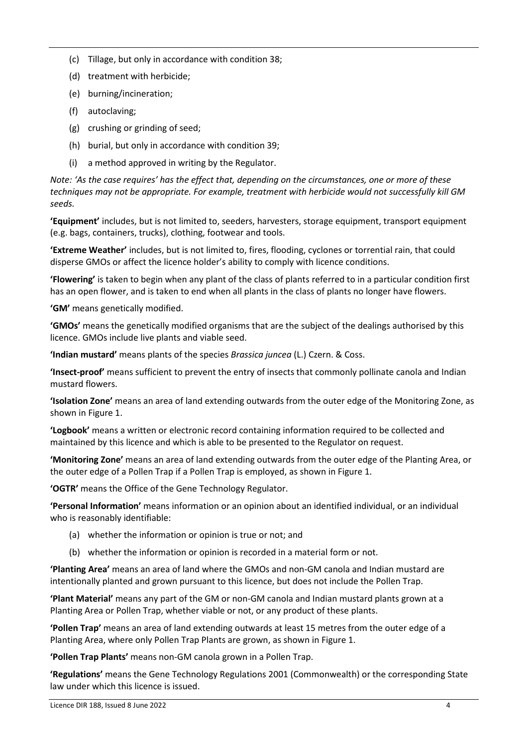(c) Tillage, but only in accordance with condition 38;
(d) treatment with herbicide;
(e) burning/incineration;
(f) autoclaving;
(g) crushing or grinding of seed;
(h) burial, but only in accordance with condition 39;
(i) a method approved in writing by the Regulator.

*Note: 'As the case requires' has the effect that, depending on the circumstances, one or more of these techniques may not be appropriate. For example, treatment with herbicide would not successfully kill GM seeds.*

**'Equipment'** includes, but is not limited to, seeders, harvesters, storage equipment, transport equipment (e.g. bags, containers, trucks), clothing, footwear and tools.

**'Extreme Weather'** includes, but is not limited to, fires, flooding, cyclones or torrential rain, that could disperse GMOs or affect the licence holder's ability to comply with licence conditions.

**'Flowering'** is taken to begin when any plant of the class of plants referred to in a particular condition first has an open flower, and is taken to end when all plants in the class of plants no longer have flowers.

**'GM'** means genetically modified.

**'GMOs'** means the genetically modified organisms that are the subject of the dealings authorised by this licence. GMOs include live plants and viable seed.

**'Indian mustard'** means plants of the species *Brassica juncea* (L.) Czern. & Coss.

**'Insect-proof'** means sufficient to prevent the entry of insects that commonly pollinate canola and Indian mustard flowers.

**'Isolation Zone'** means an area of land extending outwards from the outer edge of the Monitoring Zone, as shown in Figure 1.

**'Logbook'** means a written or electronic record containing information required to be collected and maintained by this licence and which is able to be presented to the Regulator on request.

**'Monitoring Zone'** means an area of land extending outwards from the outer edge of the Planting Area, or the outer edge of a Pollen Trap if a Pollen Trap is employed, as shown in Figure 1.

**'OGTR'** means the Office of the Gene Technology Regulator.

**'Personal Information'** means information or an opinion about an identified individual, or an individual who is reasonably identifiable:

(a) whether the information or opinion is true or not; and
(b) whether the information or opinion is recorded in a material form or not.

**'Planting Area'** means an area of land where the GMOs and non-GM canola and Indian mustard are intentionally planted and grown pursuant to this licence, but does not include the Pollen Trap.

**'Plant Material'** means any part of the GM or non-GM canola and Indian mustard plants grown at a Planting Area or Pollen Trap, whether viable or not, or any product of these plants.

**'Pollen Trap'** means an area of land extending outwards at least 15 metres from the outer edge of a Planting Area, where only Pollen Trap Plants are grown, as shown in Figure 1.

**'Pollen Trap Plants'** means non-GM canola grown in a Pollen Trap.

**'Regulations'** means the Gene Technology Regulations 2001 (Commonwealth) or the corresponding State law under which this licence is issued.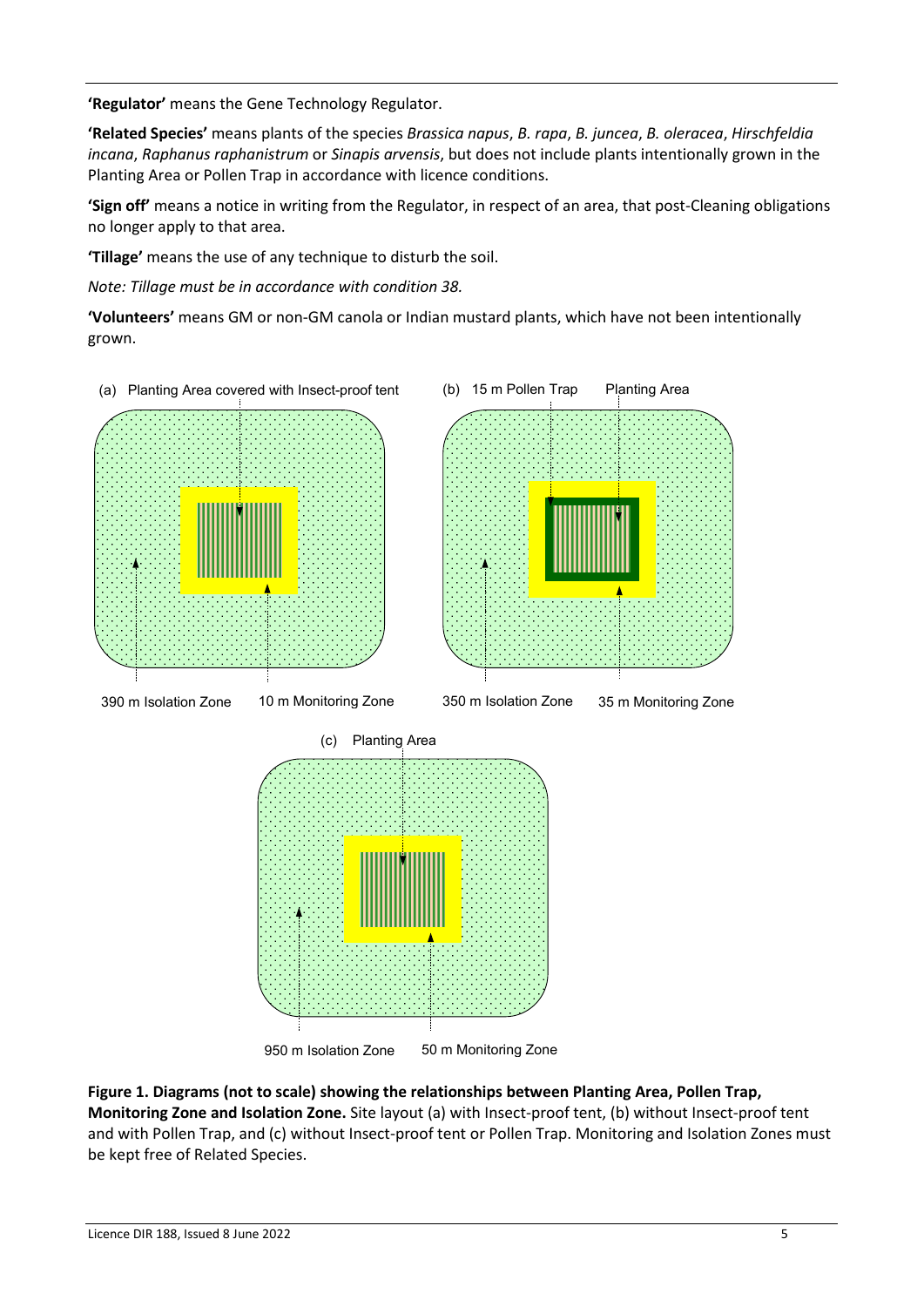**'Regulator'** means the Gene Technology Regulator.

**'Related Species'** means plants of the species *Brassica napus*, *B. rapa*, *B. juncea*, *B. oleracea*, *Hirschfeldia incana*, *Raphanus raphanistrum* or *Sinapis arvensis*, but does not include plants intentionally grown in the Planting Area or Pollen Trap in accordance with licence conditions.

**'Sign off'** means a notice in writing from the Regulator, in respect of an area, that post-Cleaning obligations no longer apply to that area.

**'Tillage'** means the use of any technique to disturb the soil.

*Note: Tillage must be in accordance with condition 38.*

**'Volunteers'** means GM or non-GM canola or Indian mustard plants, which have not been intentionally grown.

(a) Planting Area covered with Insect-proof tent — 390 m Isolation Zone, 10 m Monitoring Zone

(b) 15 m Pollen Trap, Planting Area — 350 m Isolation Zone, 35 m Monitoring Zone

(c) Planting Area — 950 m Isolation Zone, 50 m Monitoring Zone

**Figure 1. Diagrams (not to scale) showing the relationships between Planting Area, Pollen Trap, Monitoring Zone and Isolation Zone.** Site layout (a) with Insect-proof tent, (b) without Insect-proof tent and with Pollen Trap, and (c) without Insect-proof tent or Pollen Trap. Monitoring and Isolation Zones must be kept free of Related Species.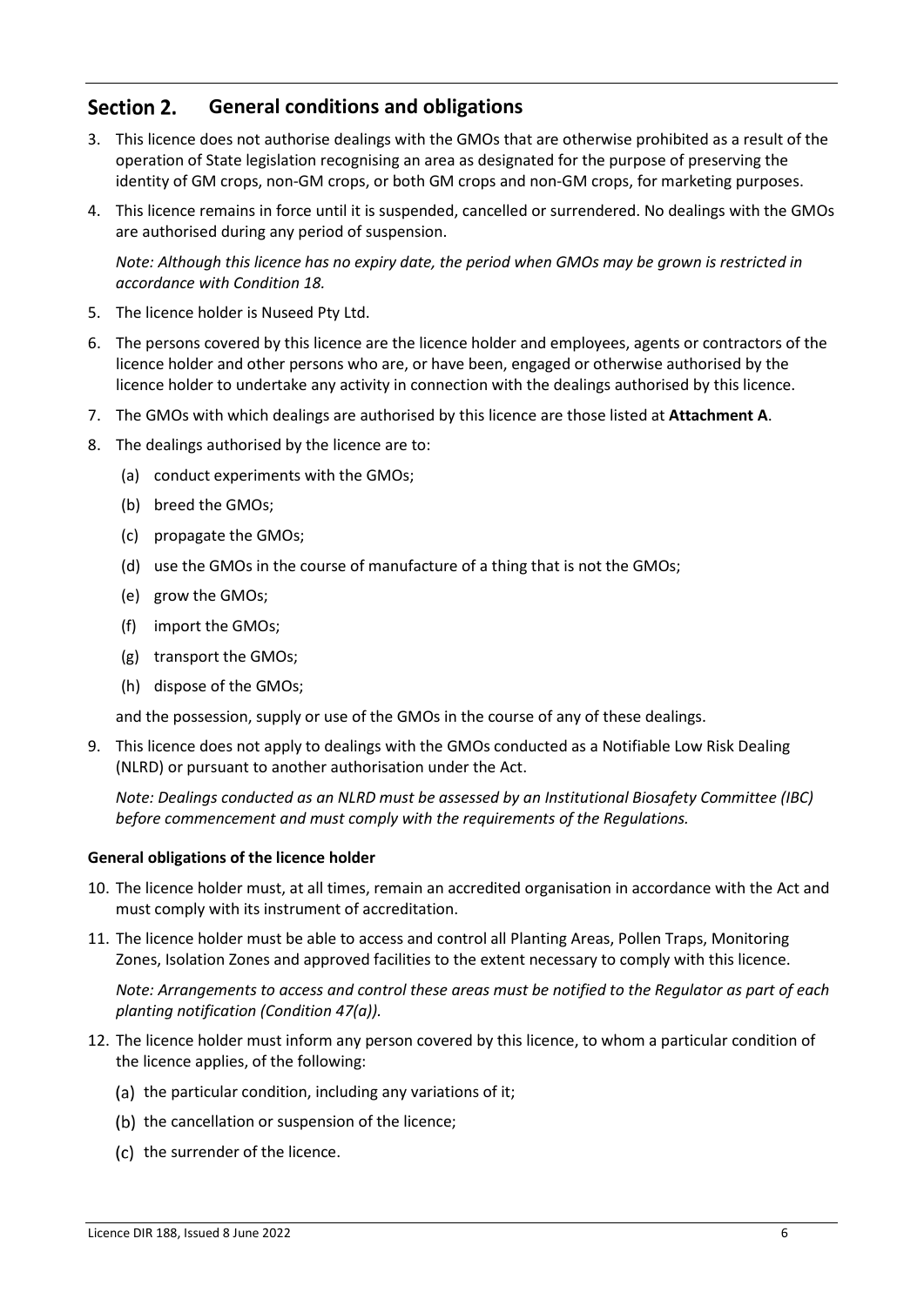## Section 2. General conditions and obligations

3. This licence does not authorise dealings with the GMOs that are otherwise prohibited as a result of the operation of State legislation recognising an area as designated for the purpose of preserving the identity of GM crops, non-GM crops, or both GM crops and non-GM crops, for marketing purposes.
4. This licence remains in force until it is suspended, cancelled or surrendered. No dealings with the GMOs are authorised during any period of suspension.

   *Note: Although this licence has no expiry date, the period when GMOs may be grown is restricted in accordance with Condition 18.*
5. The licence holder is Nuseed Pty Ltd.
6. The persons covered by this licence are the licence holder and employees, agents or contractors of the licence holder and other persons who are, or have been, engaged or otherwise authorised by the licence holder to undertake any activity in connection with the dealings authorised by this licence.
7. The GMOs with which dealings are authorised by this licence are those listed at **Attachment A**.
8. The dealings authorised by the licence are to:
   (a) conduct experiments with the GMOs;
   (b) breed the GMOs;
   (c) propagate the GMOs;
   (d) use the GMOs in the course of manufacture of a thing that is not the GMOs;
   (e) grow the GMOs;
   (f) import the GMOs;
   (g) transport the GMOs;
   (h) dispose of the GMOs;

   and the possession, supply or use of the GMOs in the course of any of these dealings.
9. This licence does not apply to dealings with the GMOs conducted as a Notifiable Low Risk Dealing (NLRD) or pursuant to another authorisation under the Act.

   *Note: Dealings conducted as an NLRD must be assessed by an Institutional Biosafety Committee (IBC) before commencement and must comply with the requirements of the Regulations.*

**General obligations of the licence holder**

10. The licence holder must, at all times, remain an accredited organisation in accordance with the Act and must comply with its instrument of accreditation.
11. The licence holder must be able to access and control all Planting Areas, Pollen Traps, Monitoring Zones, Isolation Zones and approved facilities to the extent necessary to comply with this licence.

    *Note: Arrangements to access and control these areas must be notified to the Regulator as part of each planting notification (Condition 47(a)).*
12. The licence holder must inform any person covered by this licence, to whom a particular condition of the licence applies, of the following:
    (a) the particular condition, including any variations of it;
    (b) the cancellation or suspension of the licence;
    (c) the surrender of the licence.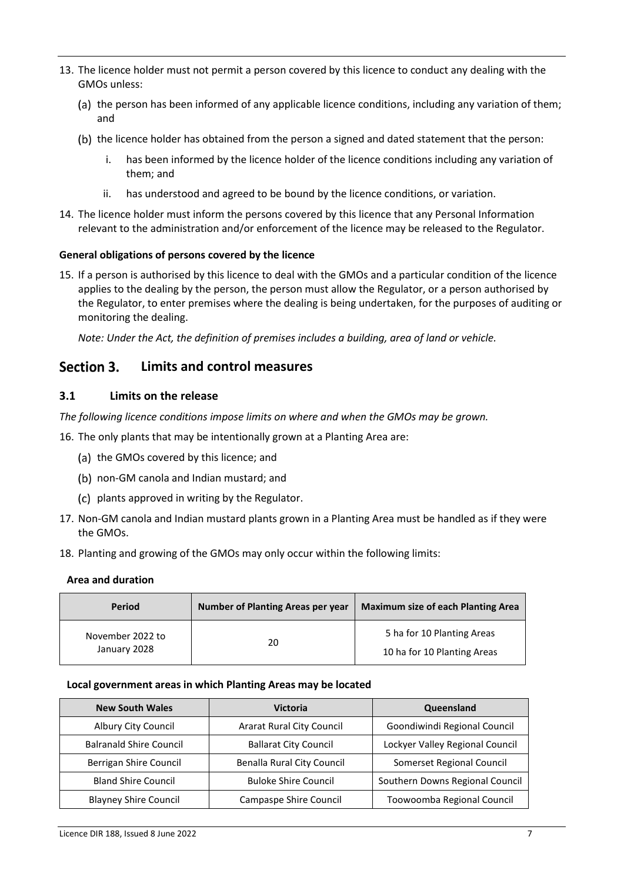13. The licence holder must not permit a person covered by this licence to conduct any dealing with the GMOs unless:

    (a) the person has been informed of any applicable licence conditions, including any variation of them; and

    (b) the licence holder has obtained from the person a signed and dated statement that the person:

        i. has been informed by the licence holder of the licence conditions including any variation of them; and

        ii. has understood and agreed to be bound by the licence conditions, or variation.

14. The licence holder must inform the persons covered by this licence that any Personal Information relevant to the administration and/or enforcement of the licence may be released to the Regulator.

**General obligations of persons covered by the licence**

15. If a person is authorised by this licence to deal with the GMOs and a particular condition of the licence applies to the dealing by the person, the person must allow the Regulator, or a person authorised by the Regulator, to enter premises where the dealing is being undertaken, for the purposes of auditing or monitoring the dealing.

    *Note: Under the Act, the definition of premises includes a building, area of land or vehicle.*

## Section 3. Limits and control measures

### 3.1 Limits on the release

*The following licence conditions impose limits on where and when the GMOs may be grown.*

16. The only plants that may be intentionally grown at a Planting Area are:

    (a) the GMOs covered by this licence; and

    (b) non-GM canola and Indian mustard; and

    (c) plants approved in writing by the Regulator.

17. Non-GM canola and Indian mustard plants grown in a Planting Area must be handled as if they were the GMOs.

18. Planting and growing of the GMOs may only occur within the following limits:

**Area and duration**

| Period | Number of Planting Areas per year | Maximum size of each Planting Area |
|---|---|---|
| November 2022 to January 2028 | 20 | 5 ha for 10 Planting Areas<br>10 ha for 10 Planting Areas |

**Local government areas in which Planting Areas may be located**

| New South Wales | Victoria | Queensland |
|---|---|---|
| Albury City Council | Ararat Rural City Council | Goondiwindi Regional Council |
| Balranald Shire Council | Ballarat City Council | Lockyer Valley Regional Council |
| Berrigan Shire Council | Benalla Rural City Council | Somerset Regional Council |
| Bland Shire Council | Buloke Shire Council | Southern Downs Regional Council |
| Blayney Shire Council | Campaspe Shire Council | Toowoomba Regional Council |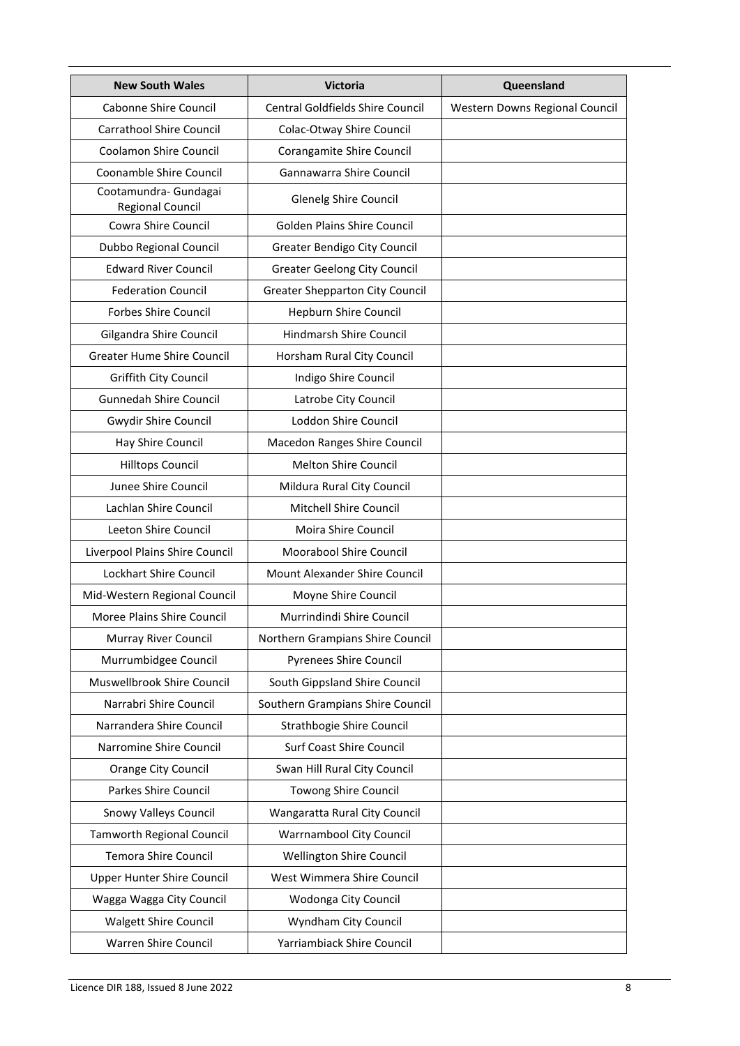| New South Wales | Victoria | Queensland |
|---|---|---|
| Cabonne Shire Council | Central Goldfields Shire Council | Western Downs Regional Council |
| Carrathool Shire Council | Colac-Otway Shire Council | |
| Coolamon Shire Council | Corangamite Shire Council | |
| Coonamble Shire Council | Gannawarra Shire Council | |
| Cootamundra- Gundagai Regional Council | Glenelg Shire Council | |
| Cowra Shire Council | Golden Plains Shire Council | |
| Dubbo Regional Council | Greater Bendigo City Council | |
| Edward River Council | Greater Geelong City Council | |
| Federation Council | Greater Shepparton City Council | |
| Forbes Shire Council | Hepburn Shire Council | |
| Gilgandra Shire Council | Hindmarsh Shire Council | |
| Greater Hume Shire Council | Horsham Rural City Council | |
| Griffith City Council | Indigo Shire Council | |
| Gunnedah Shire Council | Latrobe City Council | |
| Gwydir Shire Council | Loddon Shire Council | |
| Hay Shire Council | Macedon Ranges Shire Council | |
| Hilltops Council | Melton Shire Council | |
| Junee Shire Council | Mildura Rural City Council | |
| Lachlan Shire Council | Mitchell Shire Council | |
| Leeton Shire Council | Moira Shire Council | |
| Liverpool Plains Shire Council | Moorabool Shire Council | |
| Lockhart Shire Council | Mount Alexander Shire Council | |
| Mid-Western Regional Council | Moyne Shire Council | |
| Moree Plains Shire Council | Murrindindi Shire Council | |
| Murray River Council | Northern Grampians Shire Council | |
| Murrumbidgee Council | Pyrenees Shire Council | |
| Muswellbrook Shire Council | South Gippsland Shire Council | |
| Narrabri Shire Council | Southern Grampians Shire Council | |
| Narrandera Shire Council | Strathbogie Shire Council | |
| Narromine Shire Council | Surf Coast Shire Council | |
| Orange City Council | Swan Hill Rural City Council | |
| Parkes Shire Council | Towong Shire Council | |
| Snowy Valleys Council | Wangaratta Rural City Council | |
| Tamworth Regional Council | Warrnambool City Council | |
| Temora Shire Council | Wellington Shire Council | |
| Upper Hunter Shire Council | West Wimmera Shire Council | |
| Wagga Wagga City Council | Wodonga City Council | |
| Walgett Shire Council | Wyndham City Council | |
| Warren Shire Council | Yarriambiack Shire Council | |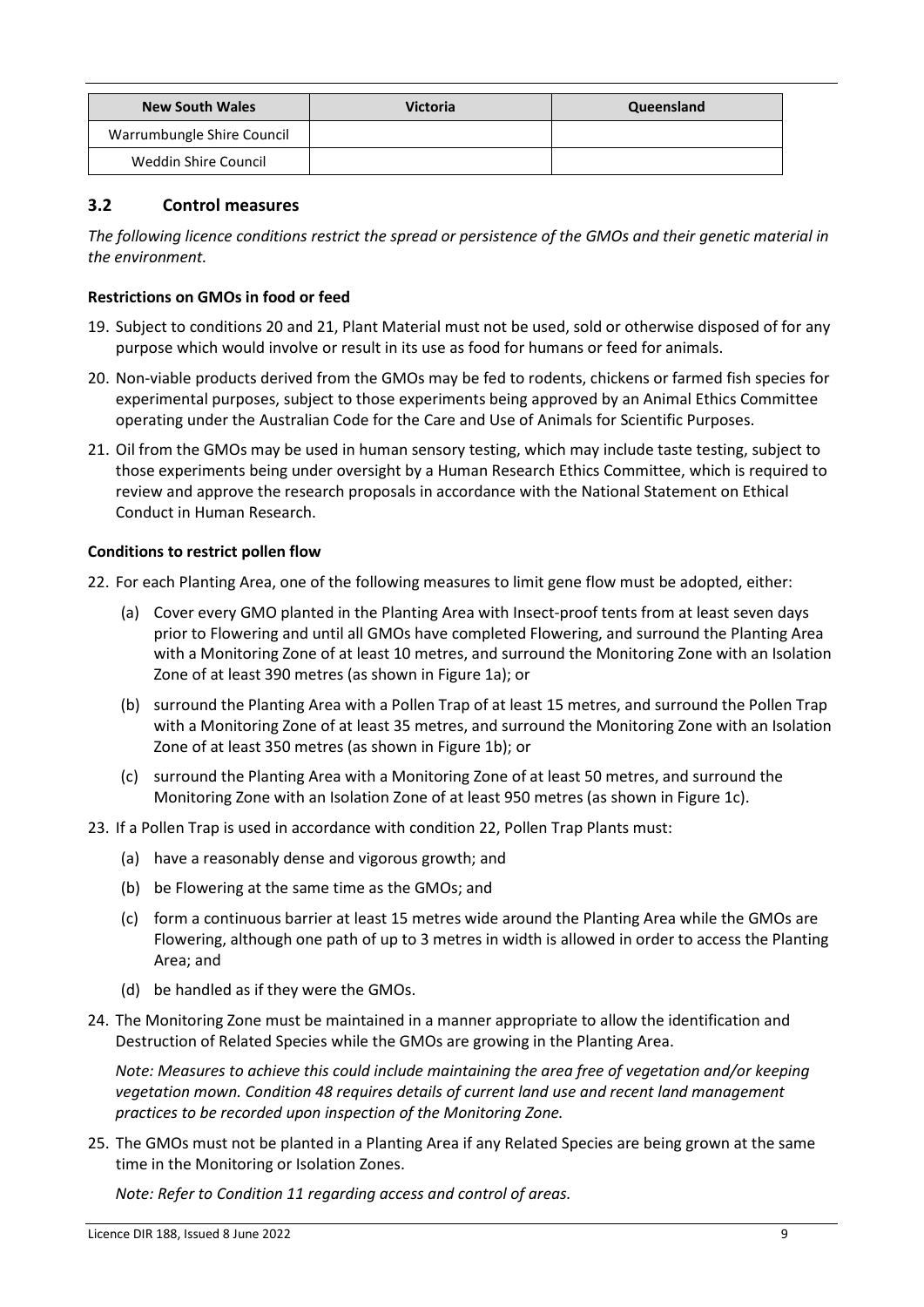| New South Wales | Victoria | Queensland |
|---|---|---|
| Warrumbungle Shire Council | | |
| Weddin Shire Council | | |

### 3.2 Control measures

*The following licence conditions restrict the spread or persistence of the GMOs and their genetic material in the environment.*

**Restrictions on GMOs in food or feed**

19. Subject to conditions 20 and 21, Plant Material must not be used, sold or otherwise disposed of for any purpose which would involve or result in its use as food for humans or feed for animals.
20. Non-viable products derived from the GMOs may be fed to rodents, chickens or farmed fish species for experimental purposes, subject to those experiments being approved by an Animal Ethics Committee operating under the Australian Code for the Care and Use of Animals for Scientific Purposes.
21. Oil from the GMOs may be used in human sensory testing, which may include taste testing, subject to those experiments being under oversight by a Human Research Ethics Committee, which is required to review and approve the research proposals in accordance with the National Statement on Ethical Conduct in Human Research.

**Conditions to restrict pollen flow**

22. For each Planting Area, one of the following measures to limit gene flow must be adopted, either:
    - (a) Cover every GMO planted in the Planting Area with Insect-proof tents from at least seven days prior to Flowering and until all GMOs have completed Flowering, and surround the Planting Area with a Monitoring Zone of at least 10 metres, and surround the Monitoring Zone with an Isolation Zone of at least 390 metres (as shown in Figure 1a); or
    - (b) surround the Planting Area with a Pollen Trap of at least 15 metres, and surround the Pollen Trap with a Monitoring Zone of at least 35 metres, and surround the Monitoring Zone with an Isolation Zone of at least 350 metres (as shown in Figure 1b); or
    - (c) surround the Planting Area with a Monitoring Zone of at least 50 metres, and surround the Monitoring Zone with an Isolation Zone of at least 950 metres (as shown in Figure 1c).
23. If a Pollen Trap is used in accordance with condition 22, Pollen Trap Plants must:
    - (a) have a reasonably dense and vigorous growth; and
    - (b) be Flowering at the same time as the GMOs; and
    - (c) form a continuous barrier at least 15 metres wide around the Planting Area while the GMOs are Flowering, although one path of up to 3 metres in width is allowed in order to access the Planting Area; and
    - (d) be handled as if they were the GMOs.
24. The Monitoring Zone must be maintained in a manner appropriate to allow the identification and Destruction of Related Species while the GMOs are growing in the Planting Area.

    *Note: Measures to achieve this could include maintaining the area free of vegetation and/or keeping vegetation mown. Condition 48 requires details of current land use and recent land management practices to be recorded upon inspection of the Monitoring Zone.*
25. The GMOs must not be planted in a Planting Area if any Related Species are being grown at the same time in the Monitoring or Isolation Zones.

    *Note: Refer to Condition 11 regarding access and control of areas.*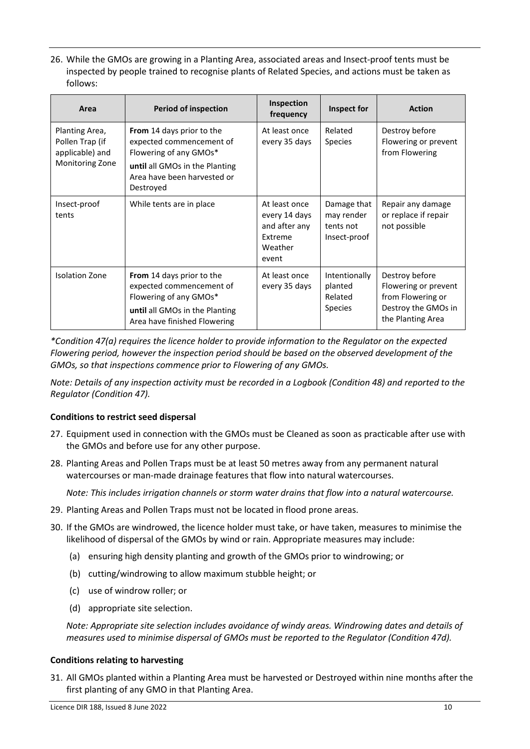26. While the GMOs are growing in a Planting Area, associated areas and Insect-proof tents must be inspected by people trained to recognise plants of Related Species, and actions must be taken as follows:

| Area | Period of inspection | Inspection frequency | Inspect for | Action |
|---|---|---|---|---|
| Planting Area, Pollen Trap (if applicable) and Monitoring Zone | **From** 14 days prior to the expected commencement of Flowering of any GMOs* **until** all GMOs in the Planting Area have been harvested or Destroyed | At least once every 35 days | Related Species | Destroy before Flowering or prevent from Flowering |
| Insect-proof tents | While tents are in place | At least once every 14 days and after any Extreme Weather event | Damage that may render tents not Insect-proof | Repair any damage or replace if repair not possible |
| Isolation Zone | **From** 14 days prior to the expected commencement of Flowering of any GMOs* **until** all GMOs in the Planting Area have finished Flowering | At least once every 35 days | Intentionally planted Related Species | Destroy before Flowering or prevent from Flowering or Destroy the GMOs in the Planting Area |

*\*Condition 47(a) requires the licence holder to provide information to the Regulator on the expected Flowering period, however the inspection period should be based on the observed development of the GMOs, so that inspections commence prior to Flowering of any GMOs.*

*Note: Details of any inspection activity must be recorded in a Logbook (Condition 48) and reported to the Regulator (Condition 47).*

**Conditions to restrict seed dispersal**

27. Equipment used in connection with the GMOs must be Cleaned as soon as practicable after use with the GMOs and before use for any other purpose.

28. Planting Areas and Pollen Traps must be at least 50 metres away from any permanent natural watercourses or man-made drainage features that flow into natural watercourses.

    *Note: This includes irrigation channels or storm water drains that flow into a natural watercourse.*

29. Planting Areas and Pollen Traps must not be located in flood prone areas.

30. If the GMOs are windrowed, the licence holder must take, or have taken, measures to minimise the likelihood of dispersal of the GMOs by wind or rain. Appropriate measures may include:

    (a) ensuring high density planting and growth of the GMOs prior to windrowing; or

    (b) cutting/windrowing to allow maximum stubble height; or

    (c) use of windrow roller; or

    (d) appropriate site selection.

    *Note: Appropriate site selection includes avoidance of windy areas. Windrowing dates and details of measures used to minimise dispersal of GMOs must be reported to the Regulator (Condition 47d).*

**Conditions relating to harvesting**

31. All GMOs planted within a Planting Area must be harvested or Destroyed within nine months after the first planting of any GMO in that Planting Area.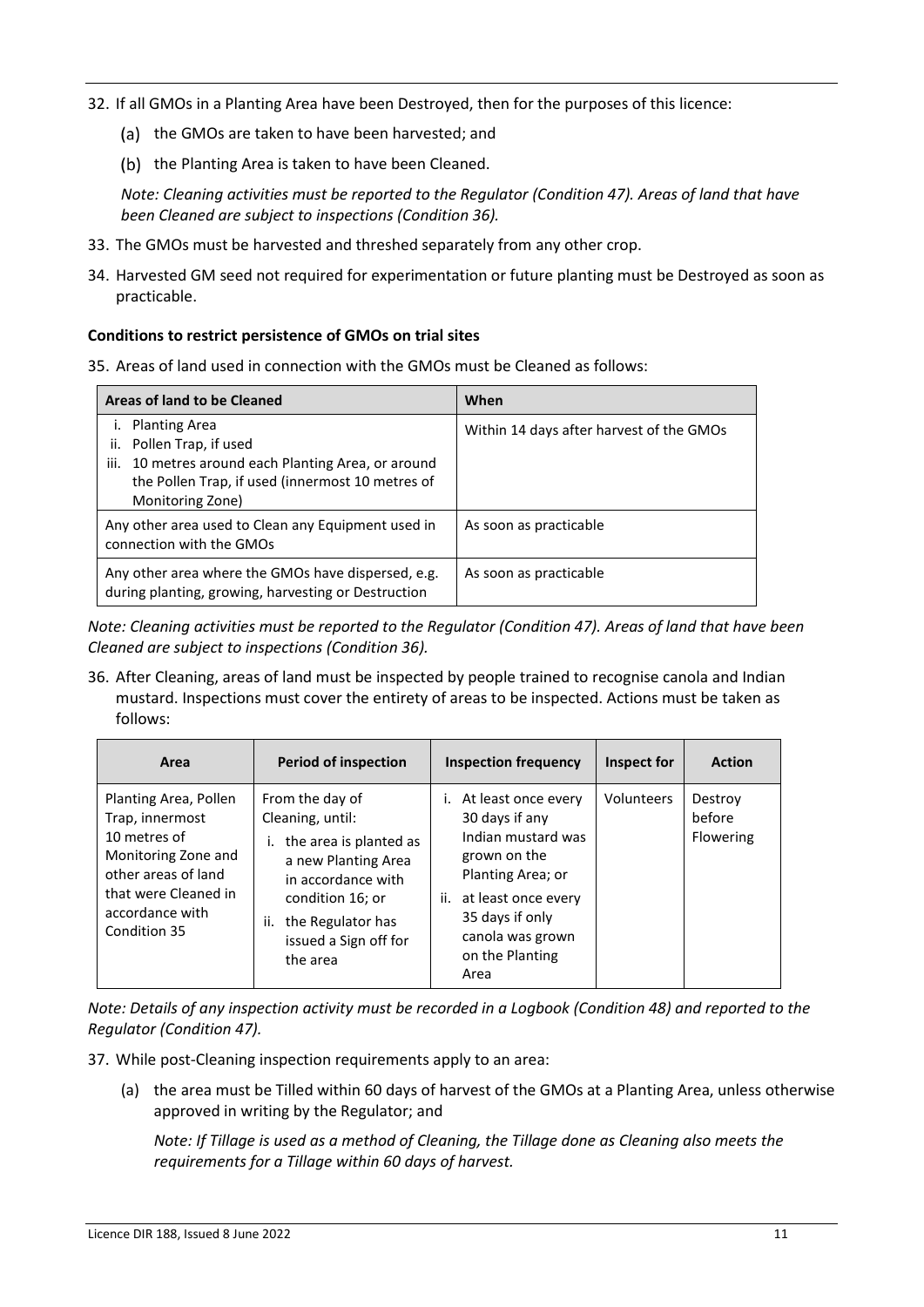32. If all GMOs in a Planting Area have been Destroyed, then for the purposes of this licence:

    (a) the GMOs are taken to have been harvested; and

    (b) the Planting Area is taken to have been Cleaned.

    *Note: Cleaning activities must be reported to the Regulator (Condition 47). Areas of land that have been Cleaned are subject to inspections (Condition 36).*

33. The GMOs must be harvested and threshed separately from any other crop.

34. Harvested GM seed not required for experimentation or future planting must be Destroyed as soon as practicable.

**Conditions to restrict persistence of GMOs on trial sites**

35. Areas of land used in connection with the GMOs must be Cleaned as follows:

| Areas of land to be Cleaned | When |
|---|---|
| i. Planting Area<br>ii. Pollen Trap, if used<br>iii. 10 metres around each Planting Area, or around the Pollen Trap, if used (innermost 10 metres of Monitoring Zone) | Within 14 days after harvest of the GMOs |
| Any other area used to Clean any Equipment used in connection with the GMOs | As soon as practicable |
| Any other area where the GMOs have dispersed, e.g. during planting, growing, harvesting or Destruction | As soon as practicable |

*Note: Cleaning activities must be reported to the Regulator (Condition 47). Areas of land that have been Cleaned are subject to inspections (Condition 36).*

36. After Cleaning, areas of land must be inspected by people trained to recognise canola and Indian mustard. Inspections must cover the entirety of areas to be inspected. Actions must be taken as follows:

| Area | Period of inspection | Inspection frequency | Inspect for | Action |
|---|---|---|---|---|
| Planting Area, Pollen Trap, innermost 10 metres of Monitoring Zone and other areas of land that were Cleaned in accordance with Condition 35 | From the day of Cleaning, until:<br>i. the area is planted as a new Planting Area in accordance with condition 16; or<br>ii. the Regulator has issued a Sign off for the area | i. At least once every 30 days if any Indian mustard was grown on the Planting Area; or<br>ii. at least once every 35 days if only canola was grown on the Planting Area | Volunteers | Destroy before Flowering |

*Note: Details of any inspection activity must be recorded in a Logbook (Condition 48) and reported to the Regulator (Condition 47).*

37. While post-Cleaning inspection requirements apply to an area:

    (a) the area must be Tilled within 60 days of harvest of the GMOs at a Planting Area, unless otherwise approved in writing by the Regulator; and

    *Note: If Tillage is used as a method of Cleaning, the Tillage done as Cleaning also meets the requirements for a Tillage within 60 days of harvest.*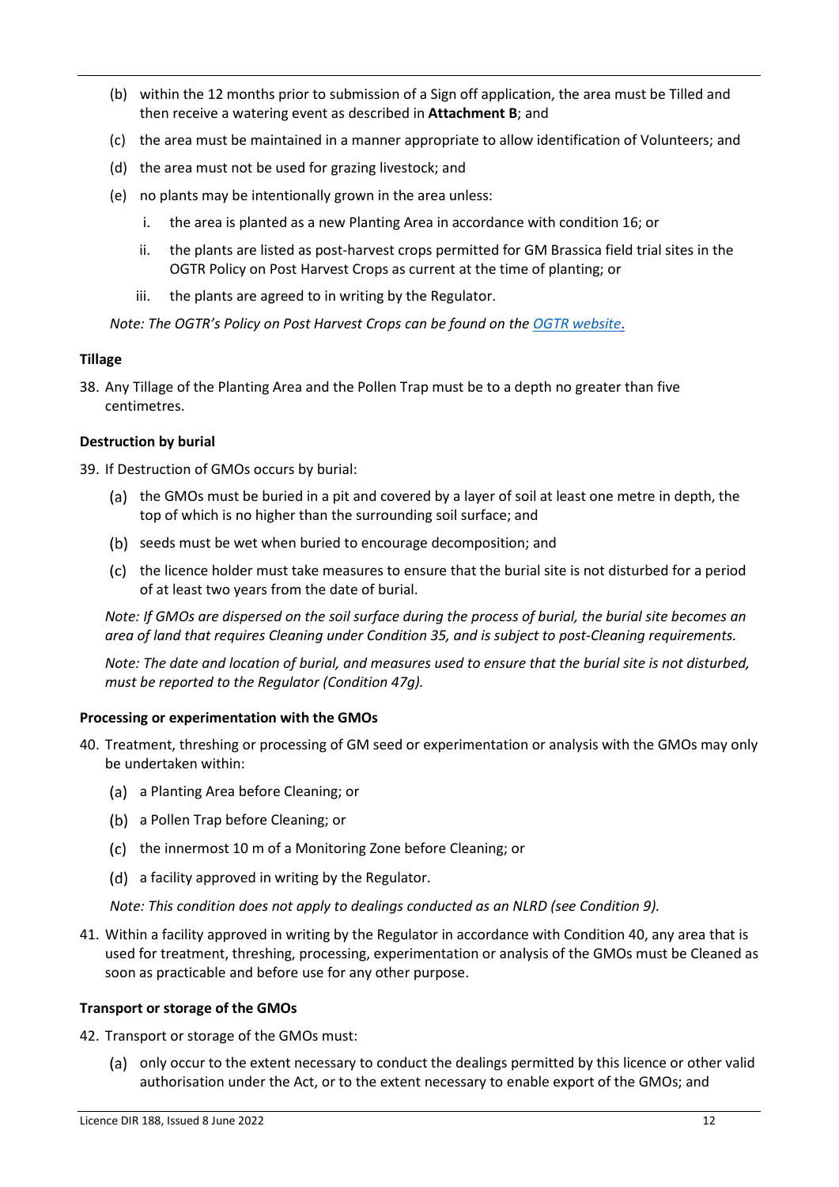(b) within the 12 months prior to submission of a Sign off application, the area must be Tilled and then receive a watering event as described in **Attachment B**; and

(c) the area must be maintained in a manner appropriate to allow identification of Volunteers; and

(d) the area must not be used for grazing livestock; and

(e) no plants may be intentionally grown in the area unless:

   i. the area is planted as a new Planting Area in accordance with condition 16; or

   ii. the plants are listed as post-harvest crops permitted for GM Brassica field trial sites in the OGTR Policy on Post Harvest Crops as current at the time of planting; or

   iii. the plants are agreed to in writing by the Regulator.

*Note: The OGTR's Policy on Post Harvest Crops can be found on the OGTR website.*

**Tillage**

38. Any Tillage of the Planting Area and the Pollen Trap must be to a depth no greater than five centimetres.

**Destruction by burial**

39. If Destruction of GMOs occurs by burial:

   (a) the GMOs must be buried in a pit and covered by a layer of soil at least one metre in depth, the top of which is no higher than the surrounding soil surface; and

   (b) seeds must be wet when buried to encourage decomposition; and

   (c) the licence holder must take measures to ensure that the burial site is not disturbed for a period of at least two years from the date of burial.

   *Note: If GMOs are dispersed on the soil surface during the process of burial, the burial site becomes an area of land that requires Cleaning under Condition 35, and is subject to post-Cleaning requirements.*

   *Note: The date and location of burial, and measures used to ensure that the burial site is not disturbed, must be reported to the Regulator (Condition 47g).*

**Processing or experimentation with the GMOs**

40. Treatment, threshing or processing of GM seed or experimentation or analysis with the GMOs may only be undertaken within:

   (a) a Planting Area before Cleaning; or

   (b) a Pollen Trap before Cleaning; or

   (c) the innermost 10 m of a Monitoring Zone before Cleaning; or

   (d) a facility approved in writing by the Regulator.

   *Note: This condition does not apply to dealings conducted as an NLRD (see Condition 9).*

41. Within a facility approved in writing by the Regulator in accordance with Condition 40, any area that is used for treatment, threshing, processing, experimentation or analysis of the GMOs must be Cleaned as soon as practicable and before use for any other purpose.

**Transport or storage of the GMOs**

42. Transport or storage of the GMOs must:

   (a) only occur to the extent necessary to conduct the dealings permitted by this licence or other valid authorisation under the Act, or to the extent necessary to enable export of the GMOs; and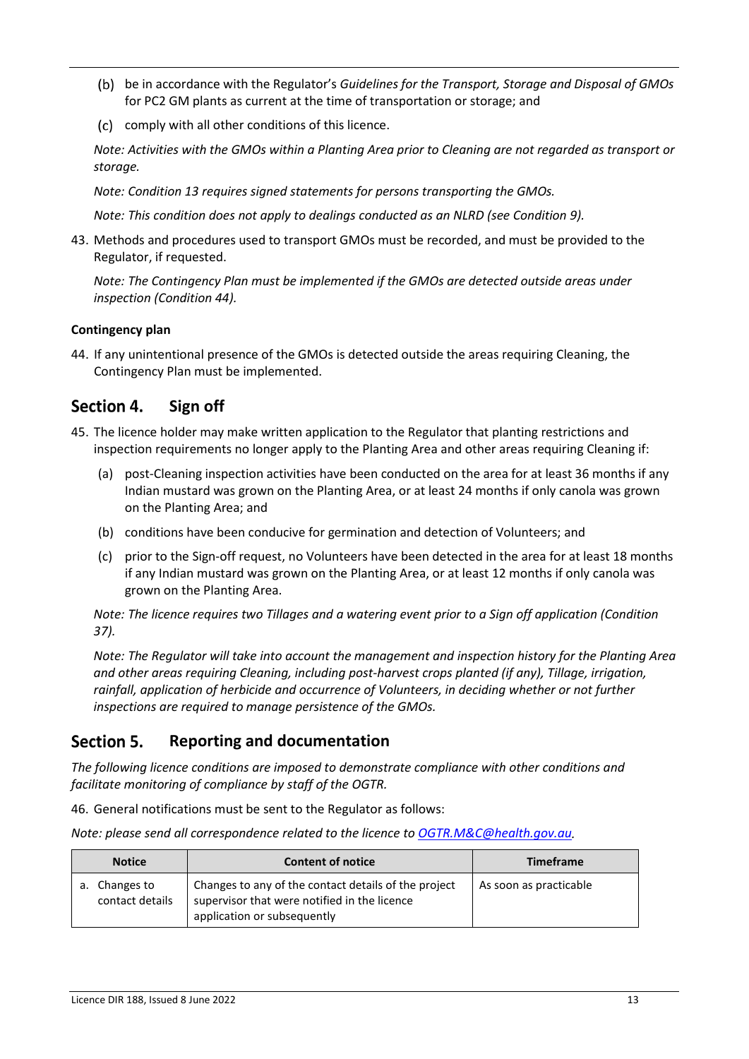(b) be in accordance with the Regulator's *Guidelines for the Transport, Storage and Disposal of GMOs* for PC2 GM plants as current at the time of transportation or storage; and

(c) comply with all other conditions of this licence.

*Note: Activities with the GMOs within a Planting Area prior to Cleaning are not regarded as transport or storage.*

*Note: Condition 13 requires signed statements for persons transporting the GMOs.*

*Note: This condition does not apply to dealings conducted as an NLRD (see Condition 9).*

43. Methods and procedures used to transport GMOs must be recorded, and must be provided to the Regulator, if requested.

*Note: The Contingency Plan must be implemented if the GMOs are detected outside areas under inspection (Condition 44).*

**Contingency plan**

44. If any unintentional presence of the GMOs is detected outside the areas requiring Cleaning, the Contingency Plan must be implemented.

## Section 4. Sign off

45. The licence holder may make written application to the Regulator that planting restrictions and inspection requirements no longer apply to the Planting Area and other areas requiring Cleaning if:

(a) post-Cleaning inspection activities have been conducted on the area for at least 36 months if any Indian mustard was grown on the Planting Area, or at least 24 months if only canola was grown on the Planting Area; and

(b) conditions have been conducive for germination and detection of Volunteers; and

(c) prior to the Sign-off request, no Volunteers have been detected in the area for at least 18 months if any Indian mustard was grown on the Planting Area, or at least 12 months if only canola was grown on the Planting Area.

*Note: The licence requires two Tillages and a watering event prior to a Sign off application (Condition 37).*

*Note: The Regulator will take into account the management and inspection history for the Planting Area and other areas requiring Cleaning, including post-harvest crops planted (if any), Tillage, irrigation, rainfall, application of herbicide and occurrence of Volunteers, in deciding whether or not further inspections are required to manage persistence of the GMOs.*

## Section 5. Reporting and documentation

*The following licence conditions are imposed to demonstrate compliance with other conditions and facilitate monitoring of compliance by staff of the OGTR.*

46. General notifications must be sent to the Regulator as follows:

*Note: please send all correspondence related to the licence to OGTR.M&C@health.gov.au.*

| Notice | Content of notice | Timeframe |
|---|---|---|
| a. Changes to contact details | Changes to any of the contact details of the project supervisor that were notified in the licence application or subsequently | As soon as practicable |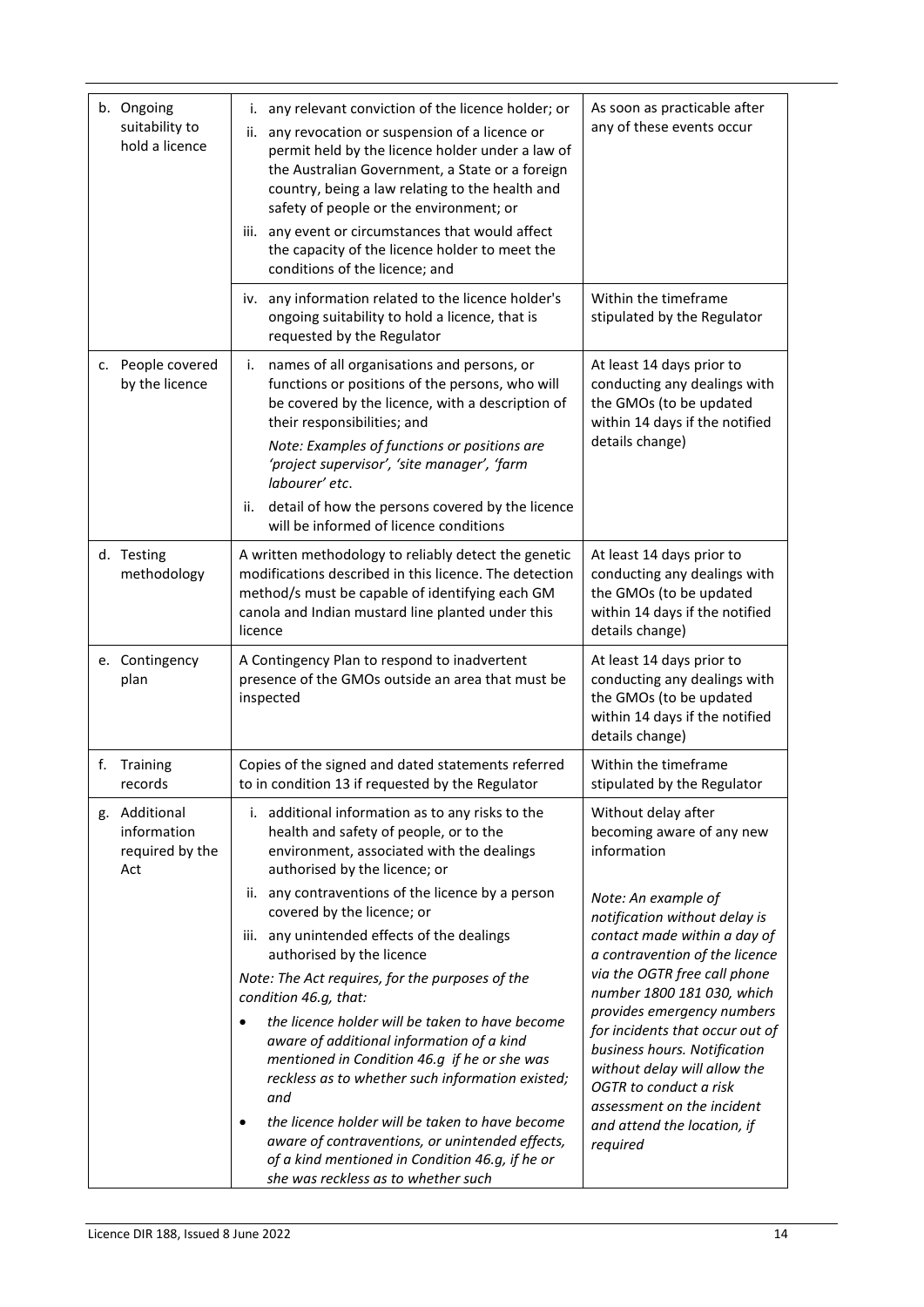| | | |
|---|---|---|
| b. Ongoing suitability to hold a licence | i. any relevant conviction of the licence holder; or<br>ii. any revocation or suspension of a licence or permit held by the licence holder under a law of the Australian Government, a State or a foreign country, being a law relating to the health and safety of people or the environment; or<br>iii. any event or circumstances that would affect the capacity of the licence holder to meet the conditions of the licence; and | As soon as practicable after any of these events occur |
| | iv. any information related to the licence holder's ongoing suitability to hold a licence, that is requested by the Regulator | Within the timeframe stipulated by the Regulator |
| c. People covered by the licence | i. names of all organisations and persons, or functions or positions of the persons, who will be covered by the licence, with a description of their responsibilities; and<br>*Note: Examples of functions or positions are 'project supervisor', 'site manager', 'farm labourer' etc*.<br>ii. detail of how the persons covered by the licence will be informed of licence conditions | At least 14 days prior to conducting any dealings with the GMOs (to be updated within 14 days if the notified details change) |
| d. Testing methodology | A written methodology to reliably detect the genetic modifications described in this licence. The detection method/s must be capable of identifying each GM canola and Indian mustard line planted under this licence | At least 14 days prior to conducting any dealings with the GMOs (to be updated within 14 days if the notified details change) |
| e. Contingency plan | A Contingency Plan to respond to inadvertent presence of the GMOs outside an area that must be inspected | At least 14 days prior to conducting any dealings with the GMOs (to be updated within 14 days if the notified details change) |
| f. Training records | Copies of the signed and dated statements referred to in condition 13 if requested by the Regulator | Within the timeframe stipulated by the Regulator |
| g. Additional information required by the Act | i. additional information as to any risks to the health and safety of people, or to the environment, associated with the dealings authorised by the licence; or<br>ii. any contraventions of the licence by a person covered by the licence; or<br>iii. any unintended effects of the dealings authorised by the licence<br>*Note: The Act requires, for the purposes of the condition 46.g, that:*<br>• *the licence holder will be taken to have become aware of additional information of a kind mentioned in Condition 46.g if he or she was reckless as to whether such information existed; and*<br>• *the licence holder will be taken to have become aware of contraventions, or unintended effects, of a kind mentioned in Condition 46.g, if he or she was reckless as to whether such* | Without delay after becoming aware of any new information<br>*Note: An example of notification without delay is contact made within a day of a contravention of the licence via the OGTR free call phone number 1800 181 030, which provides emergency numbers for incidents that occur out of business hours. Notification without delay will allow the OGTR to conduct a risk assessment on the incident and attend the location, if required* |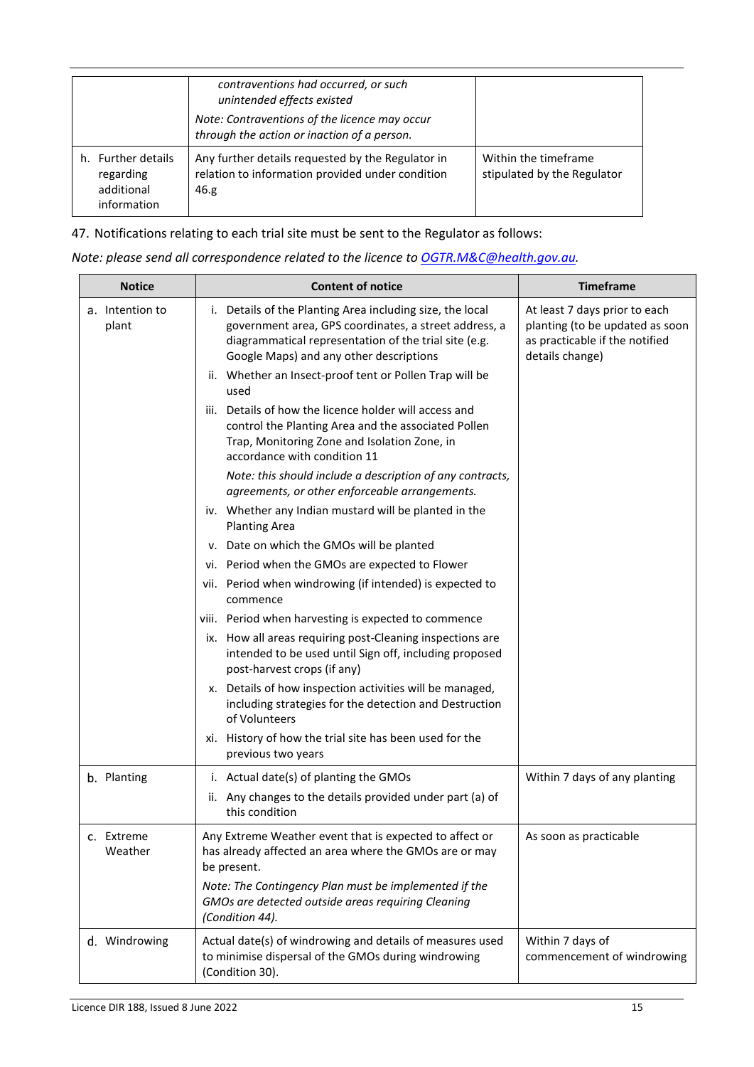| | *contraventions had occurred, or such unintended effects existed*<br>*Note: Contraventions of the licence may occur through the action or inaction of a person.* | |
|---|---|---|
| h. Further details regarding additional information | Any further details requested by the Regulator in relation to information provided under condition 46.g | Within the timeframe stipulated by the Regulator |

47. Notifications relating to each trial site must be sent to the Regulator as follows:

*Note: please send all correspondence related to the licence to OGTR.M&C@health.gov.au.*

| Notice | Content of notice | Timeframe |
|---|---|---|
| a. Intention to plant | i. Details of the Planting Area including size, the local government area, GPS coordinates, a street address, a diagrammatical representation of the trial site (e.g. Google Maps) and any other descriptions<br>ii. Whether an Insect-proof tent or Pollen Trap will be used<br>iii. Details of how the licence holder will access and control the Planting Area and the associated Pollen Trap, Monitoring Zone and Isolation Zone, in accordance with condition 11<br>*Note: this should include a description of any contracts, agreements, or other enforceable arrangements.*<br>iv. Whether any Indian mustard will be planted in the Planting Area<br>v. Date on which the GMOs will be planted<br>vi. Period when the GMOs are expected to Flower<br>vii. Period when windrowing (if intended) is expected to commence<br>viii. Period when harvesting is expected to commence<br>ix. How all areas requiring post-Cleaning inspections are intended to be used until Sign off, including proposed post-harvest crops (if any)<br>x. Details of how inspection activities will be managed, including strategies for the detection and Destruction of Volunteers<br>xi. History of how the trial site has been used for the previous two years | At least 7 days prior to each planting (to be updated as soon as practicable if the notified details change) |
| b. Planting | i. Actual date(s) of planting the GMOs<br>ii. Any changes to the details provided under part (a) of this condition | Within 7 days of any planting |
| c. Extreme Weather | Any Extreme Weather event that is expected to affect or has already affected an area where the GMOs are or may be present.<br>*Note: The Contingency Plan must be implemented if the GMOs are detected outside areas requiring Cleaning (Condition 44).* | As soon as practicable |
| d. Windrowing | Actual date(s) of windrowing and details of measures used to minimise dispersal of the GMOs during windrowing (Condition 30). | Within 7 days of commencement of windrowing |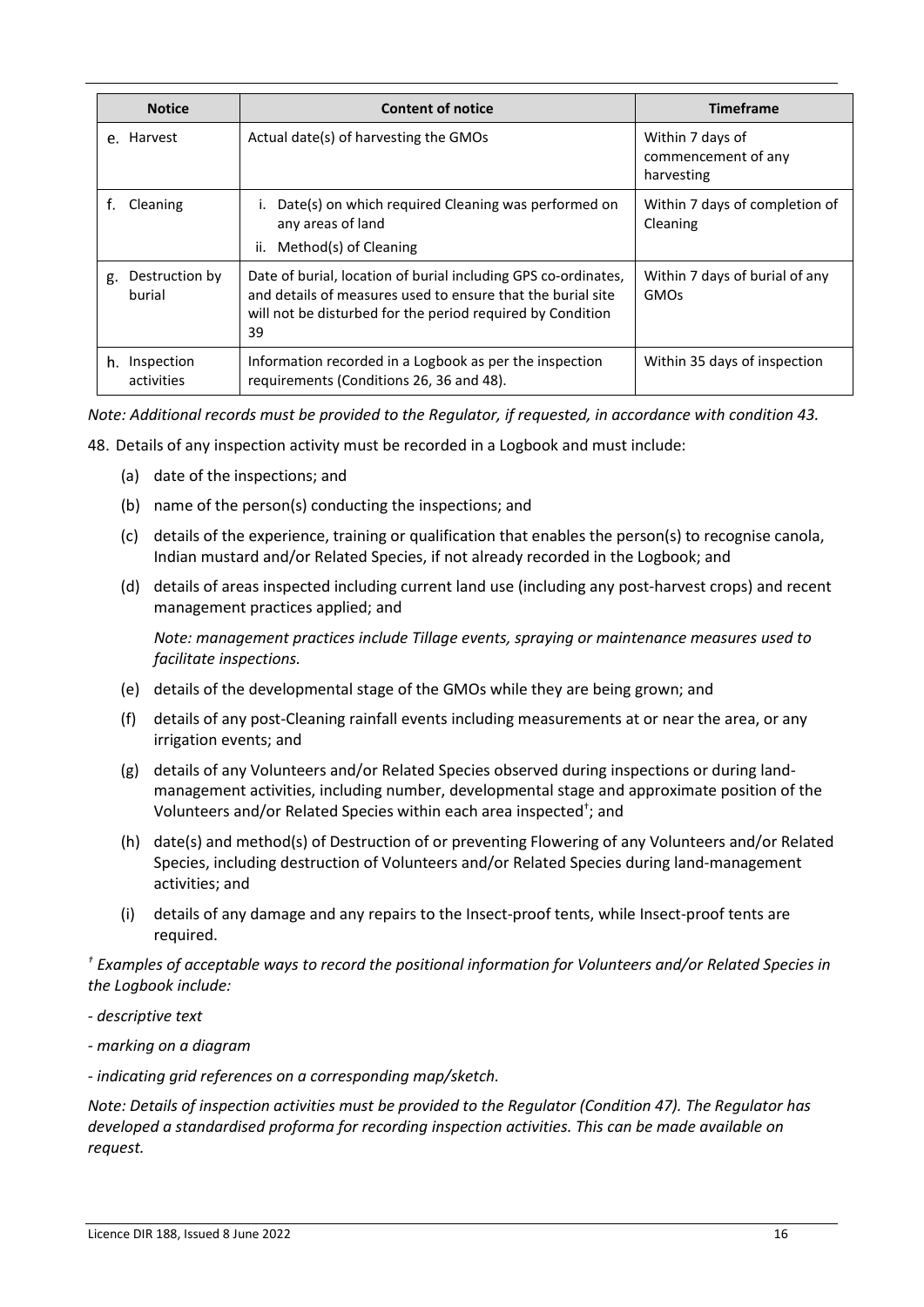| Notice | Content of notice | Timeframe |
|---|---|---|
| e. Harvest | Actual date(s) of harvesting the GMOs | Within 7 days of commencement of any harvesting |
| f. Cleaning | i. Date(s) on which required Cleaning was performed on any areas of land<br>ii. Method(s) of Cleaning | Within 7 days of completion of Cleaning |
| g. Destruction by burial | Date of burial, location of burial including GPS co-ordinates, and details of measures used to ensure that the burial site will not be disturbed for the period required by Condition 39 | Within 7 days of burial of any GMOs |
| h. Inspection activities | Information recorded in a Logbook as per the inspection requirements (Conditions 26, 36 and 48). | Within 35 days of inspection |

*Note: Additional records must be provided to the Regulator, if requested, in accordance with condition 43.*

48. Details of any inspection activity must be recorded in a Logbook and must include:

(a) date of the inspections; and

(b) name of the person(s) conducting the inspections; and

(c) details of the experience, training or qualification that enables the person(s) to recognise canola, Indian mustard and/or Related Species, if not already recorded in the Logbook; and

(d) details of areas inspected including current land use (including any post-harvest crops) and recent management practices applied; and

*Note: management practices include Tillage events, spraying or maintenance measures used to facilitate inspections.*

(e) details of the developmental stage of the GMOs while they are being grown; and

(f) details of any post-Cleaning rainfall events including measurements at or near the area, or any irrigation events; and

(g) details of any Volunteers and/or Related Species observed during inspections or during land-management activities, including number, developmental stage and approximate position of the Volunteers and/or Related Species within each area inspected†; and

(h) date(s) and method(s) of Destruction of or preventing Flowering of any Volunteers and/or Related Species, including destruction of Volunteers and/or Related Species during land-management activities; and

(i) details of any damage and any repairs to the Insect-proof tents, while Insect-proof tents are required.

*† Examples of acceptable ways to record the positional information for Volunteers and/or Related Species in the Logbook include:*

*- descriptive text*

*- marking on a diagram*

*- indicating grid references on a corresponding map/sketch.*

*Note: Details of inspection activities must be provided to the Regulator (Condition 47). The Regulator has developed a standardised proforma for recording inspection activities. This can be made available on request.*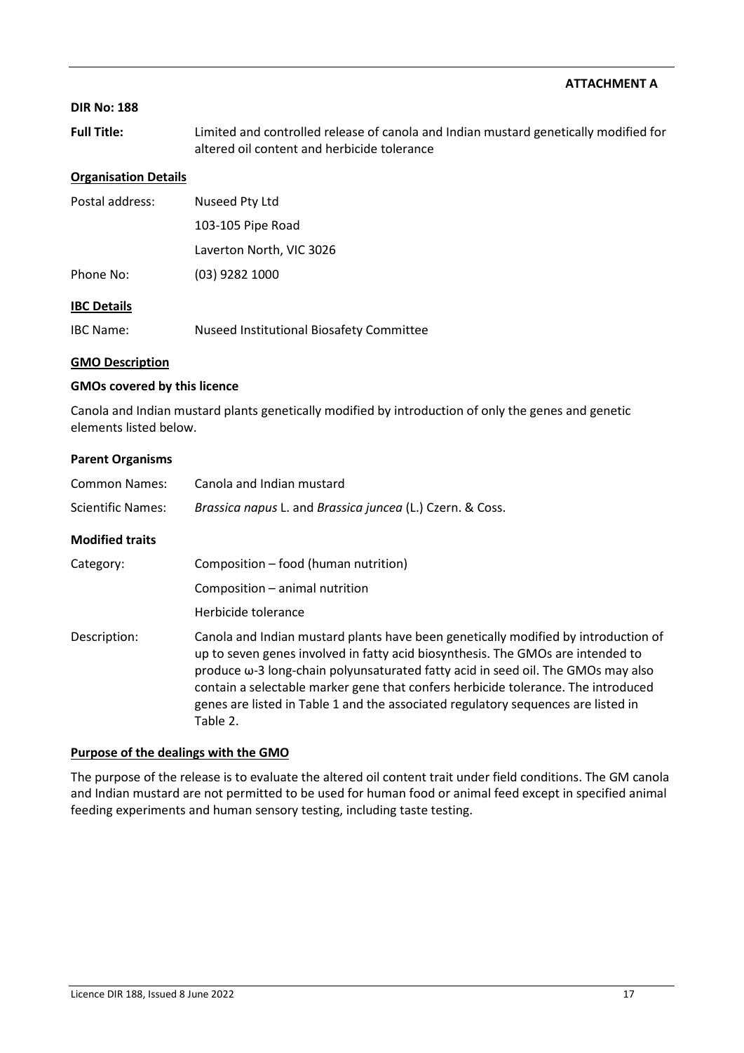**ATTACHMENT A**

**DIR No: 188**

**Full Title:** Limited and controlled release of canola and Indian mustard genetically modified for altered oil content and herbicide tolerance

## Organisation Details

Postal address: Nuseed Pty Ltd
103-105 Pipe Road
Laverton North, VIC 3026

Phone No: (03) 9282 1000

## IBC Details

IBC Name: Nuseed Institutional Biosafety Committee

## GMO Description

### GMOs covered by this licence

Canola and Indian mustard plants genetically modified by introduction of only the genes and genetic elements listed below.

### Parent Organisms

Common Names: Canola and Indian mustard

Scientific Names: *Brassica napus* L. and *Brassica juncea* (L.) Czern. & Coss.

### Modified traits

Category: Composition – food (human nutrition)
Composition – animal nutrition
Herbicide tolerance

Description: Canola and Indian mustard plants have been genetically modified by introduction of up to seven genes involved in fatty acid biosynthesis. The GMOs are intended to produce ω-3 long-chain polyunsaturated fatty acid in seed oil. The GMOs may also contain a selectable marker gene that confers herbicide tolerance. The introduced genes are listed in Table 1 and the associated regulatory sequences are listed in Table 2.

## Purpose of the dealings with the GMO

The purpose of the release is to evaluate the altered oil content trait under field conditions. The GM canola and Indian mustard are not permitted to be used for human food or animal feed except in specified animal feeding experiments and human sensory testing, including taste testing.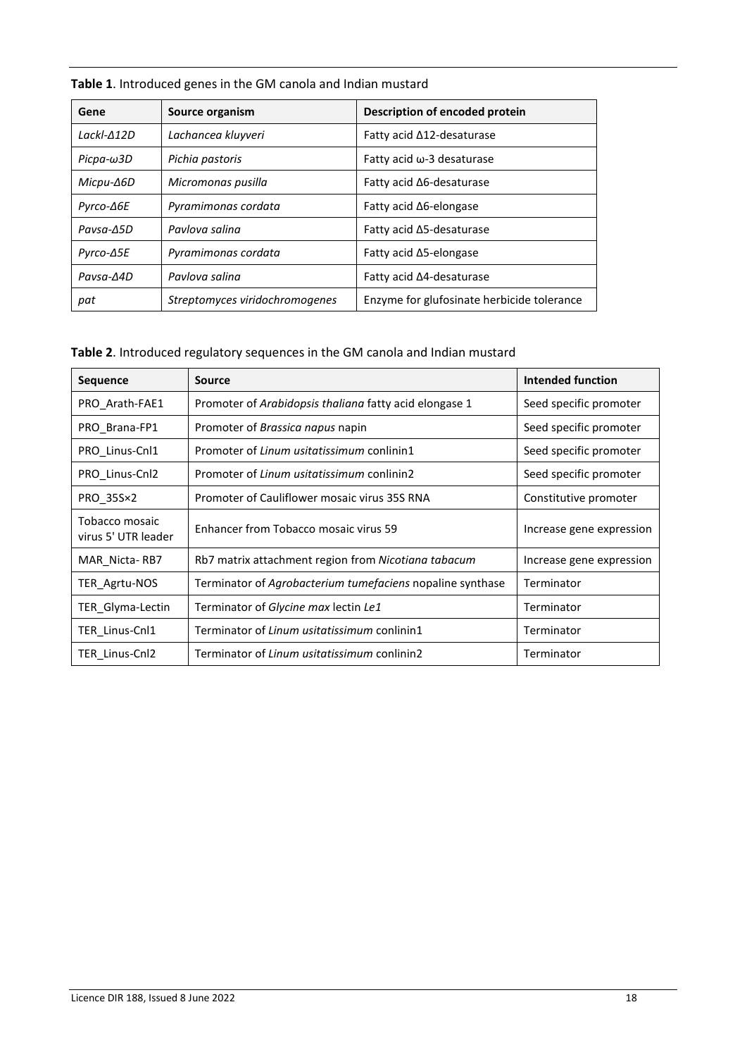**Table 1**. Introduced genes in the GM canola and Indian mustard

| Gene | Source organism | Description of encoded protein |
|---|---|---|
| *Lackl-Δ12D* | *Lachancea kluyveri* | Fatty acid Δ12-desaturase |
| *Picpa-ω3D* | *Pichia pastoris* | Fatty acid ω-3 desaturase |
| *Micpu-Δ6D* | *Micromonas pusilla* | Fatty acid Δ6-desaturase |
| *Pyrco-Δ6E* | *Pyramimonas cordata* | Fatty acid Δ6-elongase |
| *Pavsa-Δ5D* | *Pavlova salina* | Fatty acid Δ5-desaturase |
| *Pyrco-Δ5E* | *Pyramimonas cordata* | Fatty acid Δ5-elongase |
| *Pavsa-Δ4D* | *Pavlova salina* | Fatty acid Δ4-desaturase |
| *pat* | *Streptomyces viridochromogenes* | Enzyme for glufosinate herbicide tolerance |

**Table 2**. Introduced regulatory sequences in the GM canola and Indian mustard

| Sequence | Source | Intended function |
|---|---|---|
| PRO_Arath-FAE1 | Promoter of *Arabidopsis thaliana* fatty acid elongase 1 | Seed specific promoter |
| PRO_Brana-FP1 | Promoter of *Brassica napus* napin | Seed specific promoter |
| PRO_Linus-Cnl1 | Promoter of *Linum usitatissimum* conlinin1 | Seed specific promoter |
| PRO_Linus-Cnl2 | Promoter of *Linum usitatissimum* conlinin2 | Seed specific promoter |
| PRO_35S×2 | Promoter of Cauliflower mosaic virus 35S RNA | Constitutive promoter |
| Tobacco mosaic virus 5' UTR leader | Enhancer from Tobacco mosaic virus 59 | Increase gene expression |
| MAR_Nicta- RB7 | Rb7 matrix attachment region from *Nicotiana tabacum* | Increase gene expression |
| TER_Agrtu-NOS | Terminator of *Agrobacterium tumefaciens* nopaline synthase | Terminator |
| TER_Glyma-Lectin | Terminator of *Glycine max* lectin *Le1* | Terminator |
| TER_Linus-Cnl1 | Terminator of *Linum usitatissimum* conlinin1 | Terminator |
| TER_Linus-Cnl2 | Terminator of *Linum usitatissimum* conlinin2 | Terminator |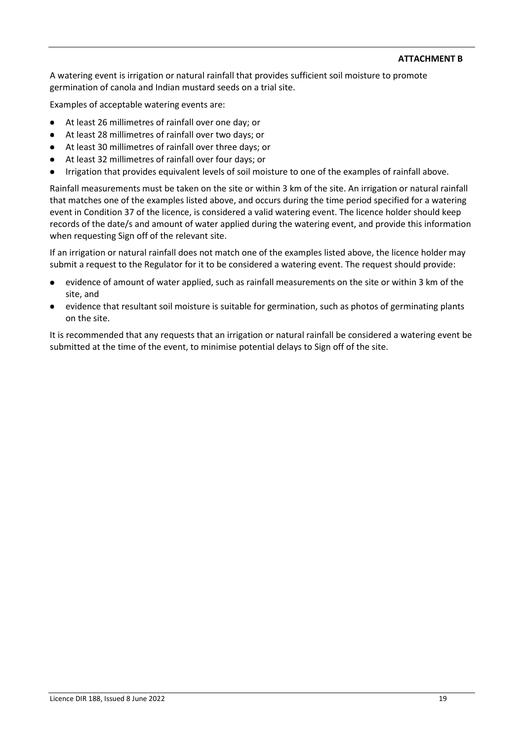**ATTACHMENT B**

A watering event is irrigation or natural rainfall that provides sufficient soil moisture to promote germination of canola and Indian mustard seeds on a trial site.

Examples of acceptable watering events are:

- At least 26 millimetres of rainfall over one day; or
- At least 28 millimetres of rainfall over two days; or
- At least 30 millimetres of rainfall over three days; or
- At least 32 millimetres of rainfall over four days; or
- Irrigation that provides equivalent levels of soil moisture to one of the examples of rainfall above.

Rainfall measurements must be taken on the site or within 3 km of the site. An irrigation or natural rainfall that matches one of the examples listed above, and occurs during the time period specified for a watering event in Condition 37 of the licence, is considered a valid watering event. The licence holder should keep records of the date/s and amount of water applied during the watering event, and provide this information when requesting Sign off of the relevant site.

If an irrigation or natural rainfall does not match one of the examples listed above, the licence holder may submit a request to the Regulator for it to be considered a watering event. The request should provide:

- evidence of amount of water applied, such as rainfall measurements on the site or within 3 km of the site, and
- evidence that resultant soil moisture is suitable for germination, such as photos of germinating plants on the site.

It is recommended that any requests that an irrigation or natural rainfall be considered a watering event be submitted at the time of the event, to minimise potential delays to Sign off of the site.